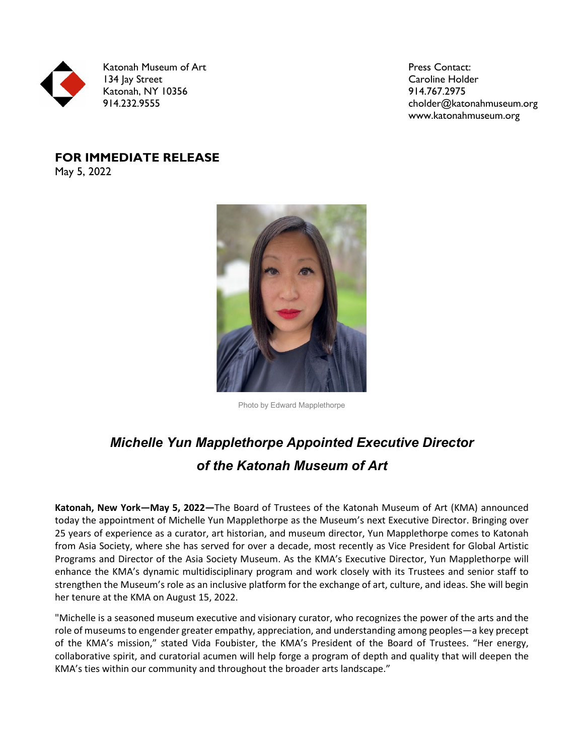Katonah Museum of Art
134 Jay Street
Katonah, NY 10356
914.232.9555

Press Contact:
Caroline Holder
914.767.2975
cholder@katonahmuseum.org
www.katonahmuseum.org

**FOR IMMEDIATE RELEASE**
May 5, 2022

Photo by Edward Mapplethorpe

## *Michelle Yun Mapplethorpe Appointed Executive Director of the Katonah Museum of Art*

**Katonah, New York—May 5, 2022—**The Board of Trustees of the Katonah Museum of Art (KMA) announced today the appointment of Michelle Yun Mapplethorpe as the Museum's next Executive Director. Bringing over 25 years of experience as a curator, art historian, and museum director, Yun Mapplethorpe comes to Katonah from Asia Society, where she has served for over a decade, most recently as Vice President for Global Artistic Programs and Director of the Asia Society Museum. As the KMA's Executive Director, Yun Mapplethorpe will enhance the KMA's dynamic multidisciplinary program and work closely with its Trustees and senior staff to strengthen the Museum's role as an inclusive platform for the exchange of art, culture, and ideas. She will begin her tenure at the KMA on August 15, 2022.

"Michelle is a seasoned museum executive and visionary curator, who recognizes the power of the arts and the role of museums to engender greater empathy, appreciation, and understanding among peoples—a key precept of the KMA's mission," stated Vida Foubister, the KMA's President of the Board of Trustees. "Her energy, collaborative spirit, and curatorial acumen will help forge a program of depth and quality that will deepen the KMA's ties within our community and throughout the broader arts landscape."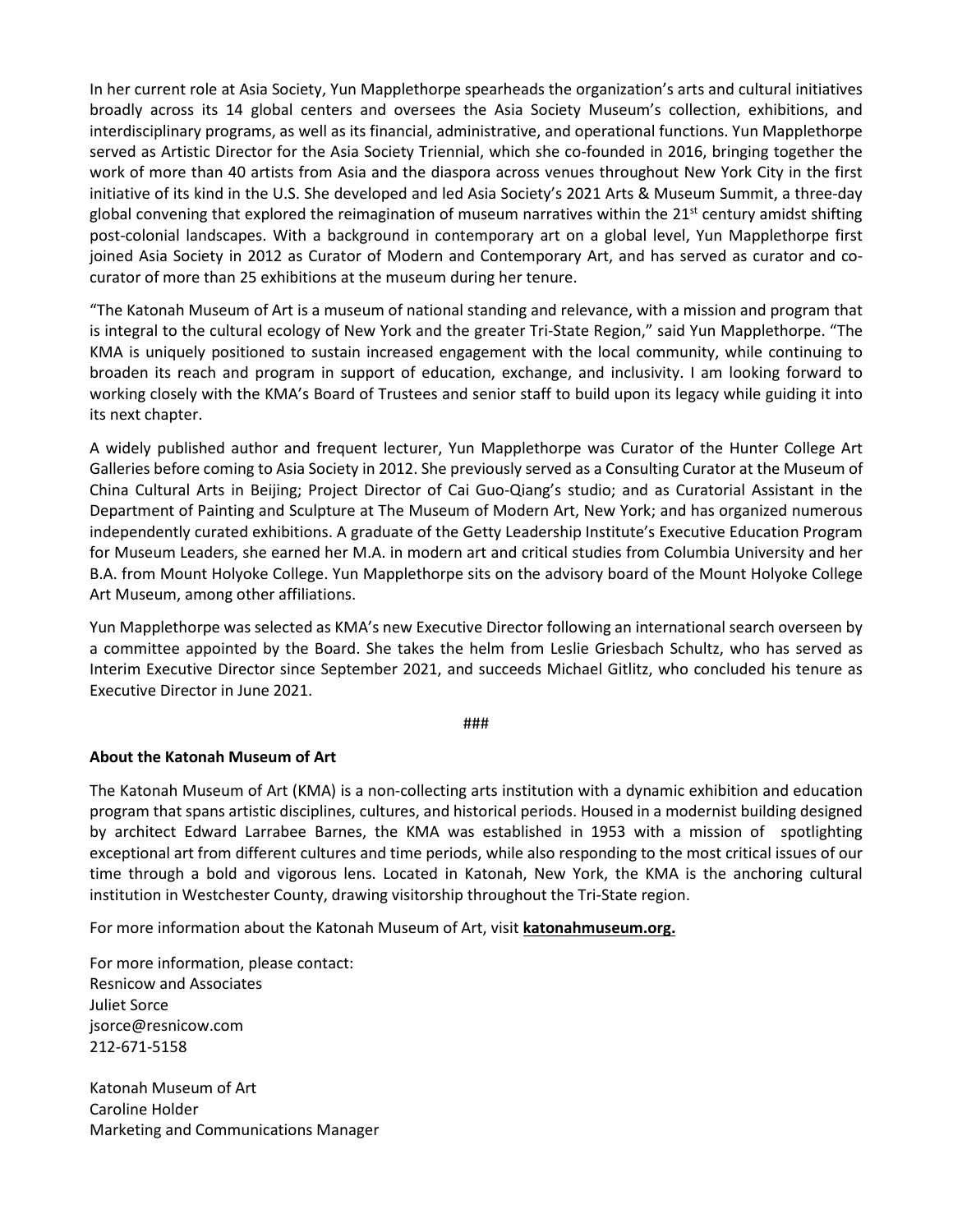In her current role at Asia Society, Yun Mapplethorpe spearheads the organization's arts and cultural initiatives broadly across its 14 global centers and oversees the Asia Society Museum's collection, exhibitions, and interdisciplinary programs, as well as its financial, administrative, and operational functions. Yun Mapplethorpe served as Artistic Director for the Asia Society Triennial, which she co-founded in 2016, bringing together the work of more than 40 artists from Asia and the diaspora across venues throughout New York City in the first initiative of its kind in the U.S. She developed and led Asia Society's 2021 Arts & Museum Summit, a three-day global convening that explored the reimagination of museum narratives within the 21st century amidst shifting post-colonial landscapes. With a background in contemporary art on a global level, Yun Mapplethorpe first joined Asia Society in 2012 as Curator of Modern and Contemporary Art, and has served as curator and co-curator of more than 25 exhibitions at the museum during her tenure.

"The Katonah Museum of Art is a museum of national standing and relevance, with a mission and program that is integral to the cultural ecology of New York and the greater Tri-State Region," said Yun Mapplethorpe. "The KMA is uniquely positioned to sustain increased engagement with the local community, while continuing to broaden its reach and program in support of education, exchange, and inclusivity. I am looking forward to working closely with the KMA's Board of Trustees and senior staff to build upon its legacy while guiding it into its next chapter.

A widely published author and frequent lecturer, Yun Mapplethorpe was Curator of the Hunter College Art Galleries before coming to Asia Society in 2012. She previously served as a Consulting Curator at the Museum of China Cultural Arts in Beijing; Project Director of Cai Guo-Qiang's studio; and as Curatorial Assistant in the Department of Painting and Sculpture at The Museum of Modern Art, New York; and has organized numerous independently curated exhibitions. A graduate of the Getty Leadership Institute's Executive Education Program for Museum Leaders, she earned her M.A. in modern art and critical studies from Columbia University and her B.A. from Mount Holyoke College. Yun Mapplethorpe sits on the advisory board of the Mount Holyoke College Art Museum, among other affiliations.

Yun Mapplethorpe was selected as KMA's new Executive Director following an international search overseen by a committee appointed by the Board. She takes the helm from Leslie Griesbach Schultz, who has served as Interim Executive Director since September 2021, and succeeds Michael Gitlitz, who concluded his tenure as Executive Director in June 2021.

###

**About the Katonah Museum of Art**

The Katonah Museum of Art (KMA) is a non-collecting arts institution with a dynamic exhibition and education program that spans artistic disciplines, cultures, and historical periods. Housed in a modernist building designed by architect Edward Larrabee Barnes, the KMA was established in 1953 with a mission of spotlighting exceptional art from different cultures and time periods, while also responding to the most critical issues of our time through a bold and vigorous lens. Located in Katonah, New York, the KMA is the anchoring cultural institution in Westchester County, drawing visitorship throughout the Tri-State region.

For more information about the Katonah Museum of Art, visit **katonahmuseum.org.**

For more information, please contact:
Resnicow and Associates
Juliet Sorce
jsorce@resnicow.com
212-671-5158

Katonah Museum of Art
Caroline Holder
Marketing and Communications Manager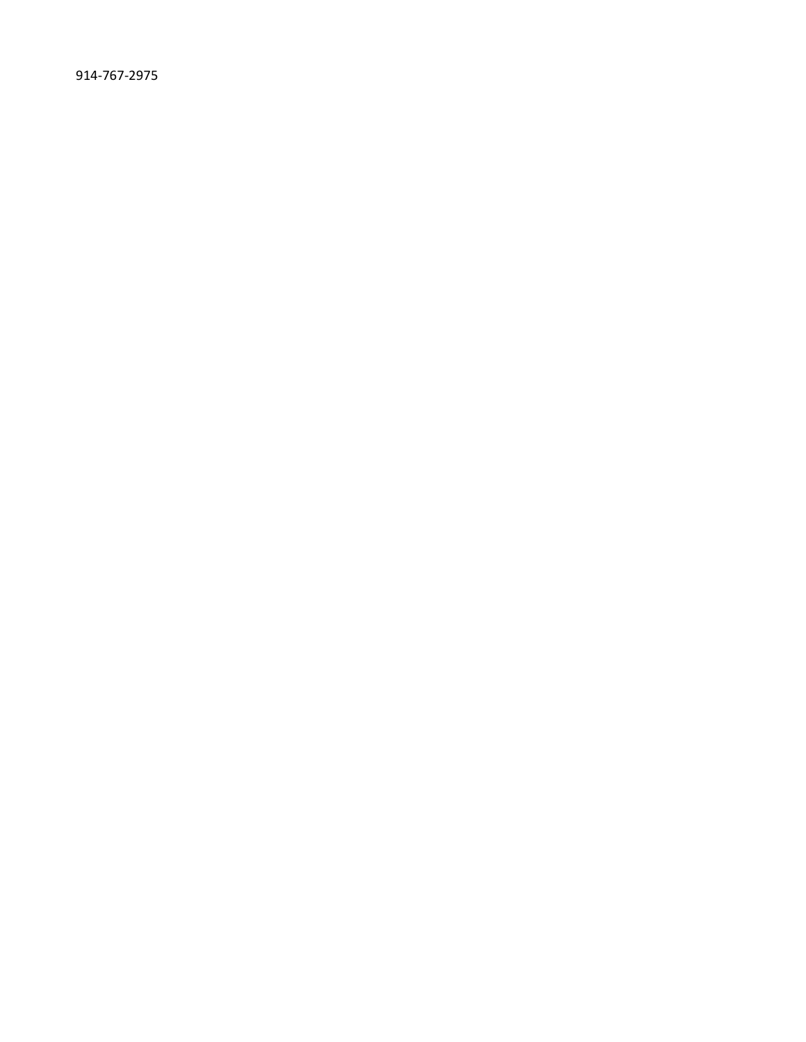914-767-2975